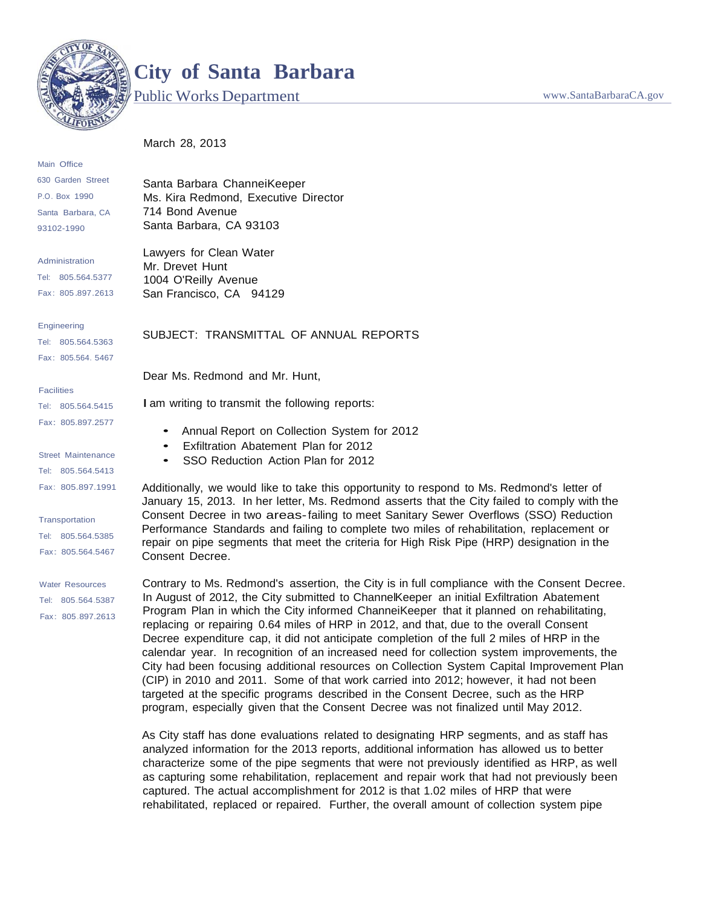# City of Santa Barbara

Public Works Department

www.SantaBarbaraCA.gov

Main Office
630 Garden Street
P.O. Box 1990
Santa Barbara, CA
93102-1990

Administration
Tel: 805.564.5377
Fax: 805.897.2613

Engineering
Tel: 805.564.5363
Fax: 805.564.5467

Facilities
Tel: 805.564.5415
Fax: 805.897.2577

Street Maintenance
Tel: 805.564.5413
Fax: 805.897.1991

Transportation
Tel: 805.564.5385
Fax: 805.564.5467

Water Resources
Tel: 805.564.5387
Fax: 805.897.2613

March 28, 2013

Santa Barbara ChanneiKeeper
Ms. Kira Redmond, Executive Director
714 Bond Avenue
Santa Barbara, CA 93103

Lawyers for Clean Water
Mr. Drevet Hunt
1004 O'Reilly Avenue
San Francisco, CA 94129

SUBJECT: TRANSMITTAL OF ANNUAL REPORTS

Dear Ms. Redmond and Mr. Hunt,

I am writing to transmit the following reports:

- Annual Report on Collection System for 2012
- Exfiltration Abatement Plan for 2012
- SSO Reduction Action Plan for 2012

Additionally, we would like to take this opportunity to respond to Ms. Redmond's letter of January 15, 2013. In her letter, Ms. Redmond asserts that the City failed to comply with the Consent Decree in two areas- failing to meet Sanitary Sewer Overflows (SSO) Reduction Performance Standards and failing to complete two miles of rehabilitation, replacement or repair on pipe segments that meet the criteria for High Risk Pipe (HRP) designation in the Consent Decree.

Contrary to Ms. Redmond's assertion, the City is in full compliance with the Consent Decree. In August of 2012, the City submitted to ChannelKeeper an initial Exfiltration Abatement Program Plan in which the City informed ChanneiKeeper that it planned on rehabilitating, replacing or repairing 0.64 miles of HRP in 2012, and that, due to the overall Consent Decree expenditure cap, it did not anticipate completion of the full 2 miles of HRP in the calendar year. In recognition of an increased need for collection system improvements, the City had been focusing additional resources on Collection System Capital Improvement Plan (CIP) in 2010 and 2011. Some of that work carried into 2012; however, it had not been targeted at the specific programs described in the Consent Decree, such as the HRP program, especially given that the Consent Decree was not finalized until May 2012.

As City staff has done evaluations related to designating HRP segments, and as staff has analyzed information for the 2013 reports, additional information has allowed us to better characterize some of the pipe segments that were not previously identified as HRP, as well as capturing some rehabilitation, replacement and repair work that had not previously been captured. The actual accomplishment for 2012 is that 1.02 miles of HRP that were rehabilitated, replaced or repaired. Further, the overall amount of collection system pipe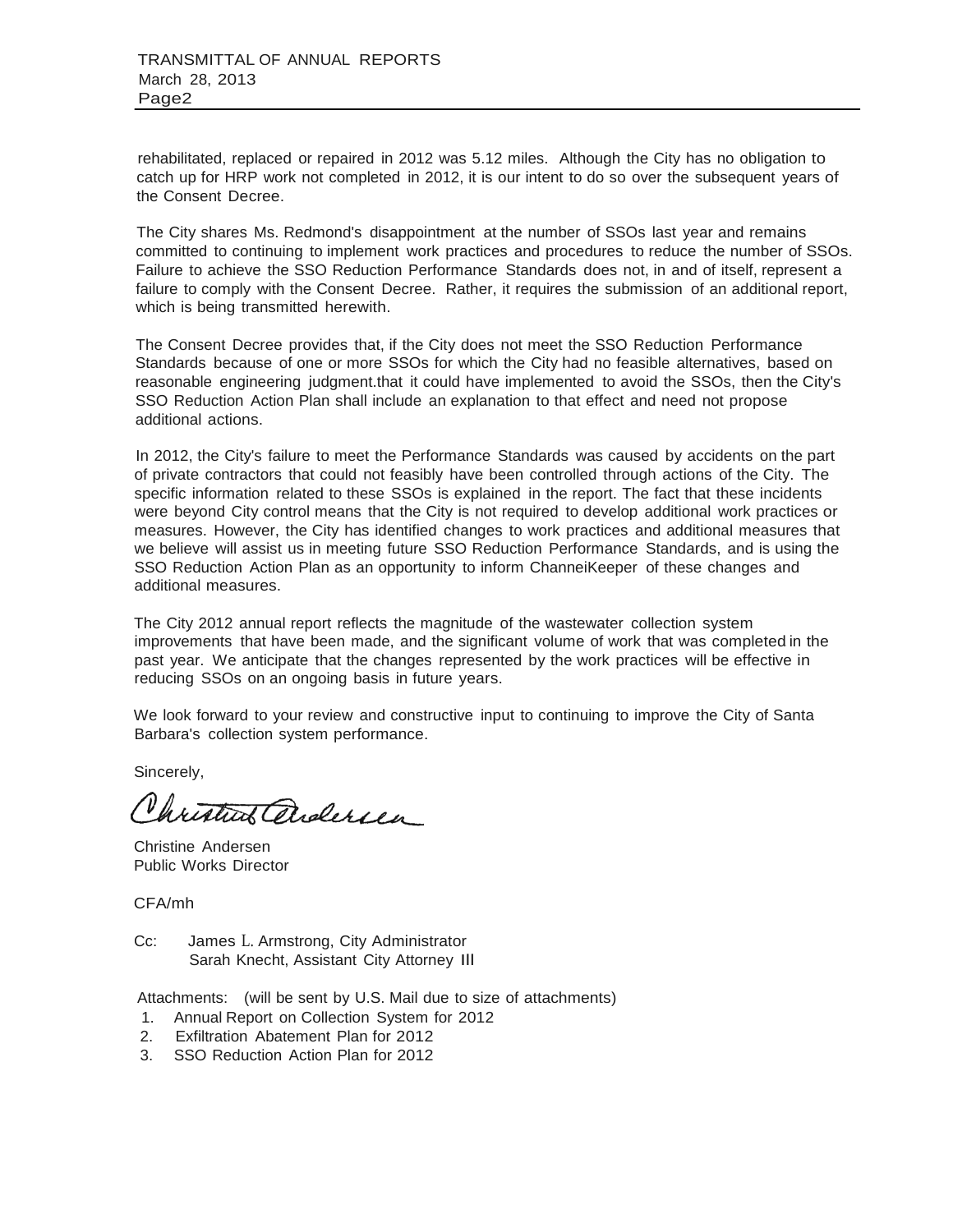rehabilitated, replaced or repaired in 2012 was 5.12 miles. Although the City has no obligation to catch up for HRP work not completed in 2012, it is our intent to do so over the subsequent years of the Consent Decree.

The City shares Ms. Redmond's disappointment at the number of SSOs last year and remains committed to continuing to implement work practices and procedures to reduce the number of SSOs. Failure to achieve the SSO Reduction Performance Standards does not, in and of itself, represent a failure to comply with the Consent Decree. Rather, it requires the submission of an additional report, which is being transmitted herewith.

The Consent Decree provides that, if the City does not meet the SSO Reduction Performance Standards because of one or more SSOs for which the City had no feasible alternatives, based on reasonable engineering judgment.that it could have implemented to avoid the SSOs, then the City's SSO Reduction Action Plan shall include an explanation to that effect and need not propose additional actions.

In 2012, the City's failure to meet the Performance Standards was caused by accidents on the part of private contractors that could not feasibly have been controlled through actions of the City. The specific information related to these SSOs is explained in the report. The fact that these incidents were beyond City control means that the City is not required to develop additional work practices or measures. However, the City has identified changes to work practices and additional measures that we believe will assist us in meeting future SSO Reduction Performance Standards, and is using the SSO Reduction Action Plan as an opportunity to inform ChanneiKeeper of these changes and additional measures.

The City 2012 annual report reflects the magnitude of the wastewater collection system improvements that have been made, and the significant volume of work that was completed in the past year. We anticipate that the changes represented by the work practices will be effective in reducing SSOs on an ongoing basis in future years.

We look forward to your review and constructive input to continuing to improve the City of Santa Barbara's collection system performance.

Sincerely,

Christine Andersen

Christine Andersen
Public Works Director

CFA/mh

Cc: James L. Armstrong, City Administrator
Sarah Knecht, Assistant City Attorney III

Attachments: (will be sent by U.S. Mail due to size of attachments)

1. Annual Report on Collection System for 2012
2. Exfiltration Abatement Plan for 2012
3. SSO Reduction Action Plan for 2012